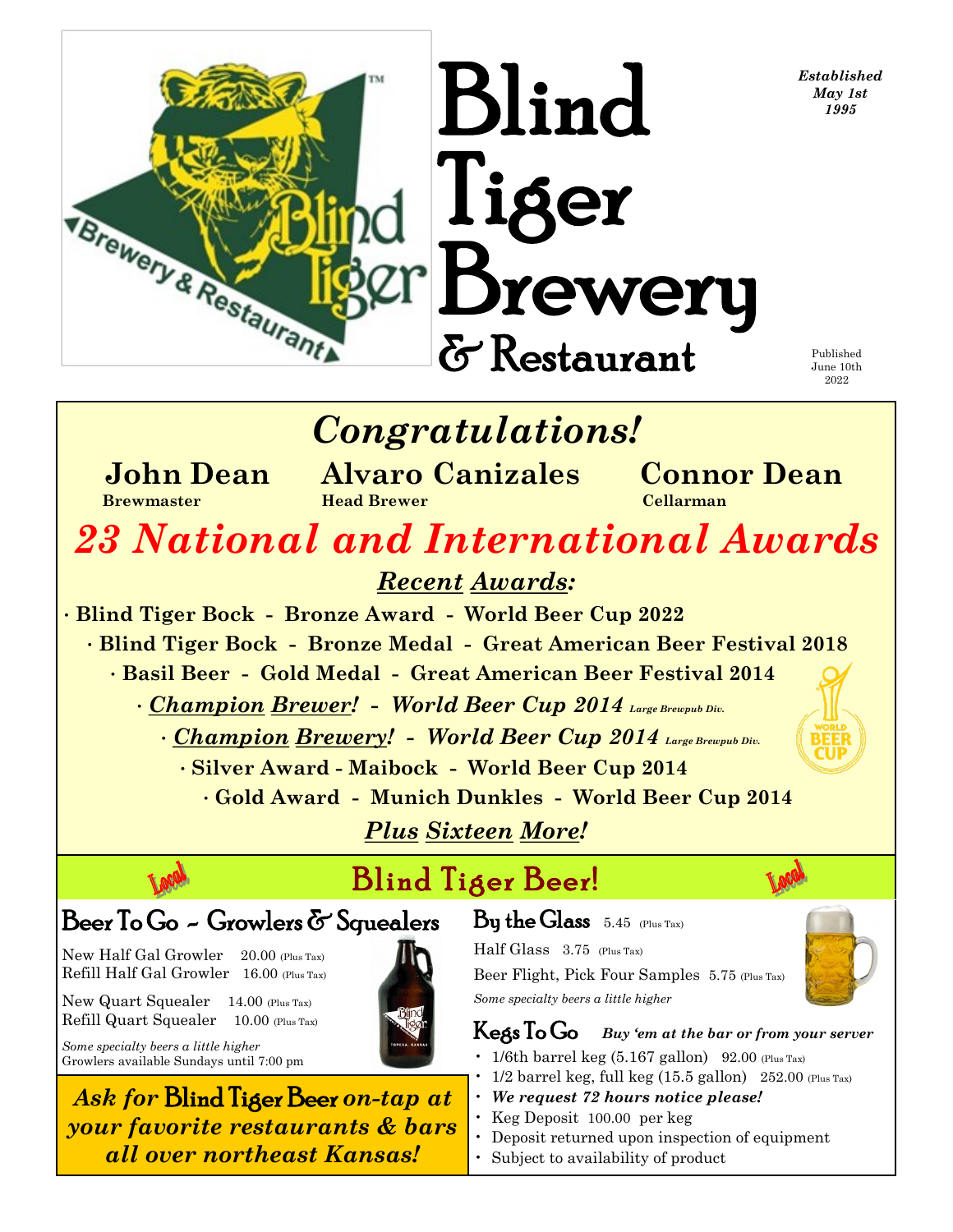# Blind Tiger Brewery & Restaurant

*Established May 1st 1995*

Published June 10th 2022

## *Congratulations!*

**John Dean** — **Brewmaster**

**Alvaro Canizales** — **Head Brewer**

**Connor Dean** — **Cellarman**

## *23 National and International Awards*

### *Recent Awards:*

- **Blind Tiger Bock - Bronze Award - World Beer Cup 2022**
- **Blind Tiger Bock - Bronze Medal - Great American Beer Festival 2018**
- **Basil Beer - Gold Medal - Great American Beer Festival 2014**
- ***Champion Brewer! - World Beer Cup 2014*** *Large Brewpub Div.*
- ***Champion Brewery! - World Beer Cup 2014*** *Large Brewpub Div.*
- **Silver Award - Maibock - World Beer Cup 2014**
- **Gold Award - Munich Dunkles - World Beer Cup 2014**

***Plus Sixteen More!***

## Local — Blind Tiger Beer! — Local

### Beer To Go ~ Growlers & Squealers

New Half Gal Growler 20.00 (Plus Tax)
Refill Half Gal Growler 16.00 (Plus Tax)

New Quart Squealer 14.00 (Plus Tax)
Refill Quart Squealer 10.00 (Plus Tax)

*Some specialty beers a little higher*
Growlers available Sundays until 7:00 pm

***Ask for* Blind Tiger Beer *on-tap at your favorite restaurants & bars all over northeast Kansas!***

### By the Glass 5.45 (Plus Tax)

Half Glass 3.75 (Plus Tax)

Beer Flight, Pick Four Samples 5.75 (Plus Tax)

*Some specialty beers a little higher*

### Kegs To Go *Buy 'em at the bar or from your server*

- 1/6th barrel keg (5.167 gallon) 92.00 (Plus Tax)
- 1/2 barrel keg, full keg (15.5 gallon) 252.00 (Plus Tax)
- ***We request 72 hours notice please!***
- Keg Deposit 100.00 per keg
- Deposit returned upon inspection of equipment
- Subject to availability of product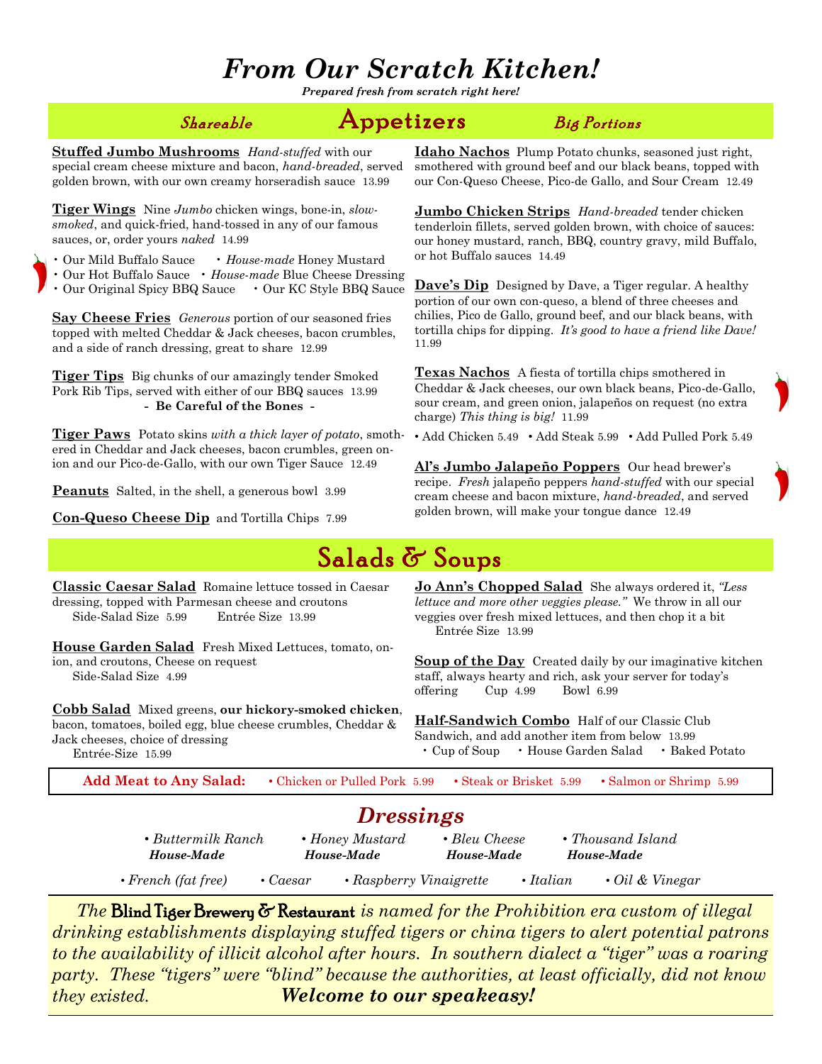# *From Our Scratch Kitchen!*

***Prepared fresh from scratch right here!***

## *Shareable* Appetizers *Big Portions*

**Stuffed Jumbo Mushrooms** *Hand-stuffed* with our special cream cheese mixture and bacon, *hand-breaded*, served golden brown, with our own creamy horseradish sauce 13.99

**Tiger Wings** Nine *Jumbo* chicken wings, bone-in, *slow-smoked*, and quick-fried, hand-tossed in any of our famous sauces, or, order yours *naked* 14.99

- Our Mild Buffalo Sauce
- *House-made* Honey Mustard
- Our Hot Buffalo Sauce
- *House-made* Blue Cheese Dressing
- Our Original Spicy BBQ Sauce
- Our KC Style BBQ Sauce

**Say Cheese Fries** *Generous* portion of our seasoned fries topped with melted Cheddar & Jack cheeses, bacon crumbles, and a side of ranch dressing, great to share 12.99

**Tiger Tips** Big chunks of our amazingly tender Smoked Pork Rib Tips, served with either of our BBQ sauces 13.99
**- Be Careful of the Bones -**

**Tiger Paws** Potato skins *with a thick layer of potato*, smothered in Cheddar and Jack cheeses, bacon crumbles, green onion and our Pico-de-Gallo, with our own Tiger Sauce 12.49

**Peanuts** Salted, in the shell, a generous bowl 3.99

**Con-Queso Cheese Dip** and Tortilla Chips 7.99

**Idaho Nachos** Plump Potato chunks, seasoned just right, smothered with ground beef and our black beans, topped with our Con-Queso Cheese, Pico-de Gallo, and Sour Cream 12.49

**Jumbo Chicken Strips** *Hand-breaded* tender chicken tenderloin fillets, served golden brown, with choice of sauces: our honey mustard, ranch, BBQ, country gravy, mild Buffalo, or hot Buffalo sauces 14.49

**Dave's Dip** Designed by Dave, a Tiger regular. A healthy portion of our own con-queso, a blend of three cheeses and chilies, Pico de Gallo, ground beef, and our black beans, with tortilla chips for dipping. *It's good to have a friend like Dave!* 11.99

**Texas Nachos** A fiesta of tortilla chips smothered in Cheddar & Jack cheeses, our own black beans, Pico-de-Gallo, sour cream, and green onion, jalapeños on request (no extra charge) *This thing is big!* 11.99

- Add Chicken 5.49
- Add Steak 5.99
- Add Pulled Pork 5.49

**Al's Jumbo Jalapeño Poppers** Our head brewer's recipe. *Fresh* jalapeño peppers *hand-stuffed* with our special cream cheese and bacon mixture, *hand-breaded*, and served golden brown, will make your tongue dance 12.49

## Salads & Soups

**Classic Caesar Salad** Romaine lettuce tossed in Caesar dressing, topped with Parmesan cheese and croutons
Side-Salad Size 5.99 Entrée Size 13.99

**House Garden Salad** Fresh Mixed Lettuces, tomato, onion, and croutons, Cheese on request
Side-Salad Size 4.99

**Cobb Salad** Mixed greens, **our hickory-smoked chicken**, bacon, tomatoes, boiled egg, blue cheese crumbles, Cheddar & Jack cheeses, choice of dressing
Entrée-Size 15.99

**Jo Ann's Chopped Salad** She always ordered it, *"Less lettuce and more other veggies please."* We throw in all our veggies over fresh mixed lettuces, and then chop it a bit
Entrée Size 13.99

**Soup of the Day** Created daily by our imaginative kitchen staff, always hearty and rich, ask your server for today's offering Cup 4.99 Bowl 6.99

**Half-Sandwich Combo** Half of our Classic Club Sandwich, and add another item from below 13.99

- Cup of Soup
- House Garden Salad
- Baked Potato

**Add Meat to Any Salad:** • Chicken or Pulled Pork 5.99 • Steak or Brisket 5.99 • Salmon or Shrimp 5.99

## *Dressings*

- *Buttermilk Ranch* ***House-Made***
- *Honey Mustard* ***House-Made***
- *Bleu Cheese* ***House-Made***
- *Thousand Island* ***House-Made***
- *French (fat free)*
- *Caesar*
- *Raspberry Vinaigrette*
- *Italian*
- *Oil & Vinegar*

*The* Blind Tiger Brewery & Restaurant *is named for the Prohibition era custom of illegal drinking establishments displaying stuffed tigers or china tigers to alert potential patrons to the availability of illicit alcohol after hours. In southern dialect a "tiger" was a roaring party. These "tigers" were "blind" because the authorities, at least officially, did not know they existed.* ***Welcome to our speakeasy!***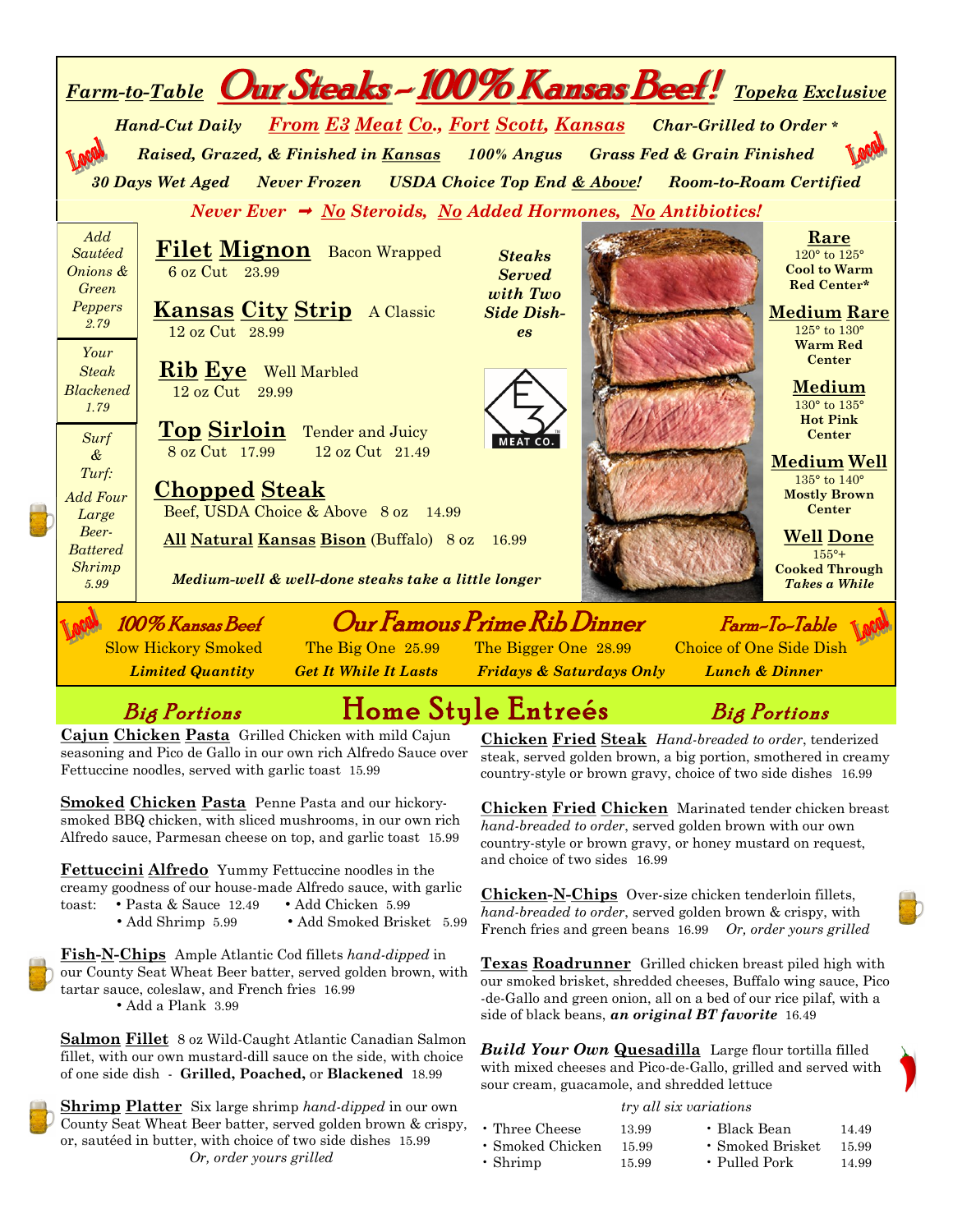# *Farm-to-Table* Our Steaks ~ 100% Kansas Beef! *Topeka Exclusive*

***Hand-Cut Daily*** ***From E3 Meat Co., Fort Scott, Kansas*** ***Char-Grilled to Order \****

Local

***Raised, Grazed, & Finished in Kansas*** ***100% Angus*** ***Grass Fed & Grain Finished***

***30 Days Wet Aged*** ***Never Frozen*** ***USDA Choice Top End & Above!*** ***Room-to-Roam Certified***

***Never Ever ➞ No Steroids, No Added Hormones, No Antibiotics!***

*Add Sautéed Onions & Green Peppers* 2.79

*Your Steak Blackened* 1.79

*Surf & Turf: Add Four Large Beer-Battered Shrimp* 5.99

**Filet Mignon** Bacon Wrapped
6 oz Cut 23.99

**Kansas City Strip** A Classic
12 oz Cut 28.99

**Rib Eye** Well Marbled
12 oz Cut 29.99

**Top Sirloin** Tender and Juicy
8 oz Cut 17.99 12 oz Cut 21.49

**Chopped Steak**
Beef, USDA Choice & Above 8 oz 14.99

**All Natural Kansas Bison** (Buffalo) 8 oz 16.99

***Medium-well & well-done steaks take a little longer***

***Steaks Served with Two Side Dishes***

E3 MEAT CO.

**Rare**
120° to 125°
**Cool to Warm Red Center\***

**Medium Rare**
125° to 130°
**Warm Red Center**

**Medium**
130° to 135°
**Hot Pink Center**

**Medium Well**
135° to 140°
**Mostly Brown Center**

**Well Done**
155°+
**Cooked Through**
***Takes a While***

## *100% Kansas Beef* Our Famous Prime Rib Dinner *Farm-To-Table*

Slow Hickory Smoked — The Big One 25.99 — The Bigger One 28.99 — Choice of One Side Dish

***Limited Quantity*** ***Get It While It Lasts*** ***Fridays & Saturdays Only*** ***Lunch & Dinner***

## *Big Portions* Home Style Entreés *Big Portions*

**Cajun Chicken Pasta** Grilled Chicken with mild Cajun seasoning and Pico de Gallo in our own rich Alfredo Sauce over Fettuccine noodles, served with garlic toast 15.99

**Smoked Chicken Pasta** Penne Pasta and our hickory-smoked BBQ chicken, with sliced mushrooms, in our own rich Alfredo sauce, Parmesan cheese on top, and garlic toast 15.99

**Fettuccini Alfredo** Yummy Fettuccine noodles in the creamy goodness of our house-made Alfredo sauce, with garlic toast:
- Pasta & Sauce 12.49
- Add Chicken 5.99
- Add Shrimp 5.99
- Add Smoked Brisket 5.99

**Fish-N-Chips** Ample Atlantic Cod fillets *hand-dipped* in our County Seat Wheat Beer batter, served golden brown, with tartar sauce, coleslaw, and French fries 16.99
- Add a Plank 3.99

**Salmon Fillet** 8 oz Wild-Caught Atlantic Canadian Salmon fillet, with our own mustard-dill sauce on the side, with choice of one side dish - **Grilled, Poached,** or **Blackened** 18.99

**Shrimp Platter** Six large shrimp *hand-dipped* in our own County Seat Wheat Beer batter, served golden brown & crispy, or, sautéed in butter, with choice of two side dishes 15.99
*Or, order yours grilled*

**Chicken Fried Steak** *Hand-breaded to order*, tenderized steak, served golden brown, a big portion, smothered in creamy country-style or brown gravy, choice of two side dishes 16.99

**Chicken Fried Chicken** Marinated tender chicken breast *hand-breaded to order*, served golden brown with our own country-style or brown gravy, or honey mustard on request, and choice of two sides 16.99

**Chicken-N-Chips** Over-size chicken tenderloin fillets, *hand-breaded to order*, served golden brown & crispy, with French fries and green beans 16.99 *Or, order yours grilled*

**Texas Roadrunner** Grilled chicken breast piled high with our smoked brisket, shredded cheeses, Buffalo wing sauce, Pico-de-Gallo and green onion, all on a bed of our rice pilaf, with a side of black beans, ***an original BT favorite*** 16.49

***Build Your Own* Quesadilla** Large flour tortilla filled with mixed cheeses and Pico-de-Gallo, grilled and served with sour cream, guacamole, and shredded lettuce

*try all six variations*
- Three Cheese 13.99
- Smoked Chicken 15.99
- Shrimp 15.99
- Black Bean 14.49
- Smoked Brisket 15.99
- Pulled Pork 14.99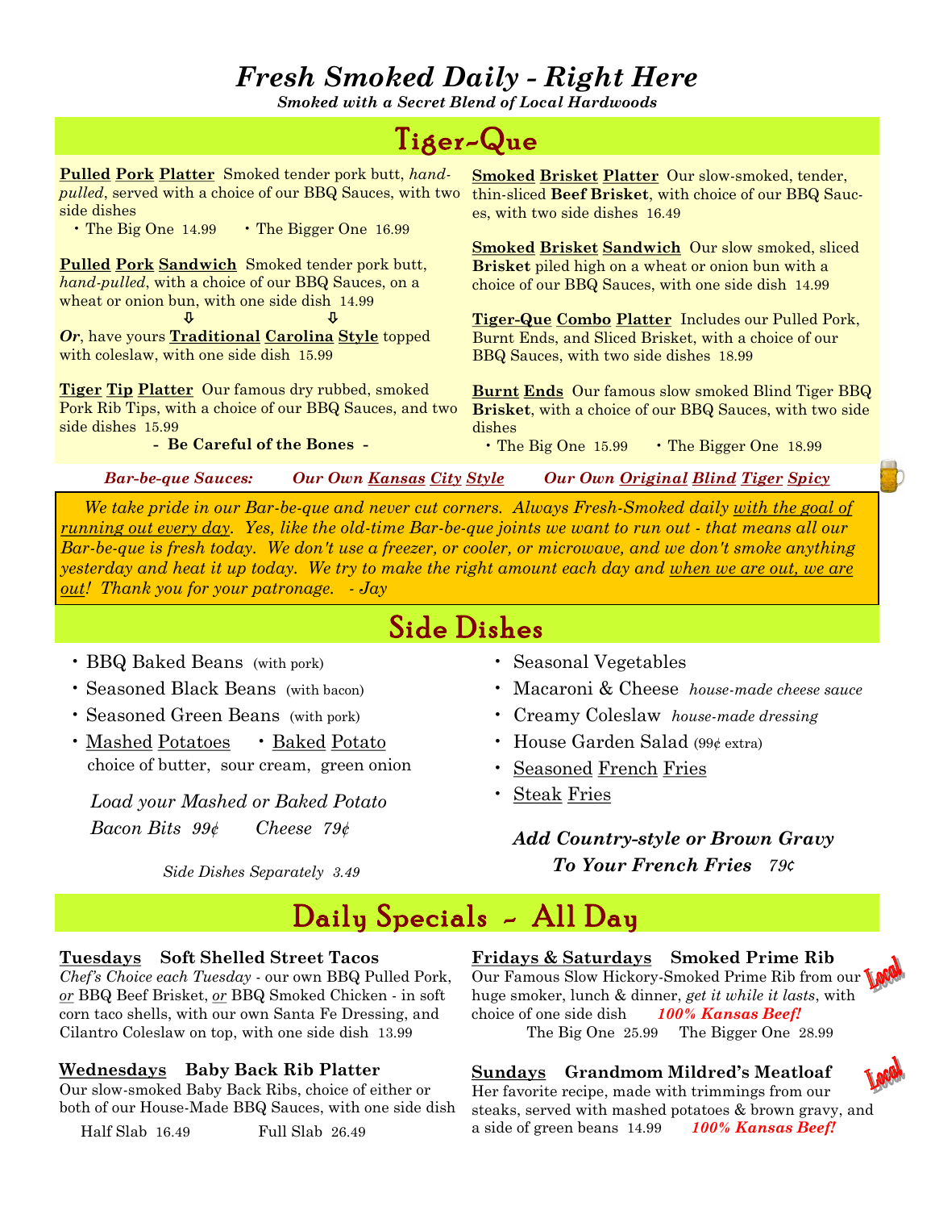# *Fresh Smoked Daily - Right Here*

***Smoked with a Secret Blend of Local Hardwoods***

## Tiger-Que

**Pulled Pork Platter** Smoked tender pork butt, *hand-pulled*, served with a choice of our BBQ Sauces, with two side dishes

- The Big One 14.99
- The Bigger One 16.99

**Pulled Pork Sandwich** Smoked tender pork butt, *hand-pulled*, with a choice of our BBQ Sauces, on a wheat or onion bun, with one side dish 14.99

⇩ ⇩

***Or***, have yours **Traditional Carolina Style** topped with coleslaw, with one side dish 15.99

**Tiger Tip Platter** Our famous dry rubbed, smoked Pork Rib Tips, with a choice of our BBQ Sauces, and two side dishes 15.99

**- Be Careful of the Bones -**

**Smoked Brisket Platter** Our slow-smoked, tender, thin-sliced **Beef Brisket**, with choice of our BBQ Sauces, with two side dishes 16.49

**Smoked Brisket Sandwich** Our slow smoked, sliced **Brisket** piled high on a wheat or onion bun with a choice of our BBQ Sauces, with one side dish 14.99

**Tiger-Que Combo Platter** Includes our Pulled Pork, Burnt Ends, and Sliced Brisket, with a choice of our BBQ Sauces, with two side dishes 18.99

**Burnt Ends** Our famous slow smoked Blind Tiger BBQ **Brisket**, with a choice of our BBQ Sauces, with two side dishes

- The Big One 15.99
- The Bigger One 18.99

***Bar-be-que Sauces:*** ***Our Own Kansas City Style*** ***Our Own Original Blind Tiger Spicy***

*We take pride in our Bar-be-que and never cut corners. Always Fresh-Smoked daily with the goal of running out every day. Yes, like the old-time Bar-be-que joints we want to run out - that means all our Bar-be-que is fresh today. We don't use a freezer, or cooler, or microwave, and we don't smoke anything yesterday and heat it up today. We try to make the right amount each day and when we are out, we are out! Thank you for your patronage. - Jay*

## Side Dishes

- BBQ Baked Beans (with pork)
- Seasoned Black Beans (with bacon)
- Seasoned Green Beans (with pork)
- Mashed Potatoes
- Baked Potato

choice of butter, sour cream, green onion

*Load your Mashed or Baked Potato*
*Bacon Bits 99¢ Cheese 79¢*

*Side Dishes Separately 3.49*

- Seasonal Vegetables
- Macaroni & Cheese *house-made cheese sauce*
- Creamy Coleslaw *house-made dressing*
- House Garden Salad (99¢ extra)
- Seasoned French Fries
- Steak Fries

***Add Country-style or Brown Gravy To Your French Fries 79¢***

## Daily Specials ~ All Day

**Tuesdays Soft Shelled Street Tacos**
*Chef's Choice each Tuesday* - our own BBQ Pulled Pork, *or* BBQ Beef Brisket, *or* BBQ Smoked Chicken - in soft corn taco shells, with our own Santa Fe Dressing, and Cilantro Coleslaw on top, with one side dish 13.99

**Wednesdays Baby Back Rib Platter**
Our slow-smoked Baby Back Ribs, choice of either or both of our House-Made BBQ Sauces, with one side dish

Half Slab 16.49 Full Slab 26.49

**Fridays & Saturdays Smoked Prime Rib**
Our Famous Slow Hickory-Smoked Prime Rib from our huge smoker, lunch & dinner, *get it while it lasts*, with choice of one side dish ***100% Kansas Beef!***

The Big One 25.99 The Bigger One 28.99

Local

**Sundays Grandmom Mildred's Meatloaf**
Her favorite recipe, made with trimmings from our steaks, served with mashed potatoes & brown gravy, and a side of green beans 14.99 ***100% Kansas Beef!***

Local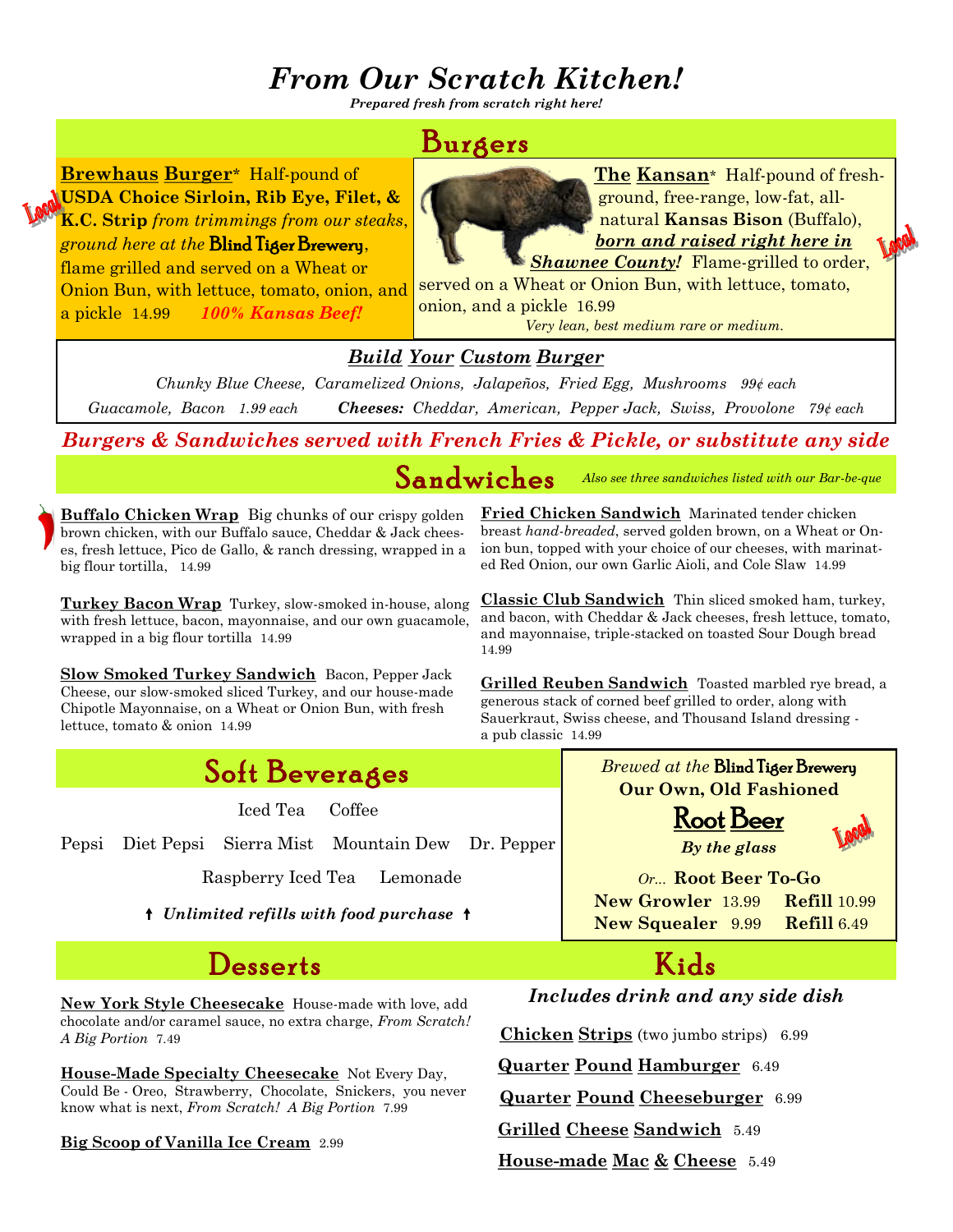# *From Our Scratch Kitchen!*

***Prepared fresh from scratch right here!***

## Burgers

Local

**Brewhaus Burger*** Half-pound of **USDA Choice Sirloin, Rib Eye, Filet, & K.C. Strip** *from trimmings from our steaks, ground here at the* Blind Tiger Brewery, flame grilled and served on a Wheat or Onion Bun, with lettuce, tomato, onion, and a pickle 14.99 ***100% Kansas Beef!***

**The Kansan*** Half-pound of fresh-ground, free-range, low-fat, all-natural **Kansas Bison** (Buffalo), ***born and raised right here in Shawnee County!*** Flame-grilled to order, served on a Wheat or Onion Bun, with lettuce, tomato, onion, and a pickle 16.99

*Very lean, best medium rare or medium.*

Local

### *Build Your Custom Burger*

*Chunky Blue Cheese, Caramelized Onions, Jalapeños, Fried Egg, Mushrooms* *99¢ each*

*Guacamole, Bacon* *1.99 each* ***Cheeses:*** *Cheddar, American, Pepper Jack, Swiss, Provolone* *79¢ each*

***Burgers & Sandwiches served with French Fries & Pickle, or substitute any side***

## Sandwiches

*Also see three sandwiches listed with our Bar-be-que*

**Buffalo Chicken Wrap** Big chunks of our crispy golden brown chicken, with our Buffalo sauce, Cheddar & Jack cheeses, fresh lettuce, Pico de Gallo, & ranch dressing, wrapped in a big flour tortilla, 14.99

**Turkey Bacon Wrap** Turkey, slow-smoked in-house, along with fresh lettuce, bacon, mayonnaise, and our own guacamole, wrapped in a big flour tortilla 14.99

**Slow Smoked Turkey Sandwich** Bacon, Pepper Jack Cheese, our slow-smoked sliced Turkey, and our house-made Chipotle Mayonnaise, on a Wheat or Onion Bun, with fresh lettuce, tomato & onion 14.99

**Fried Chicken Sandwich** Marinated tender chicken breast *hand-breaded*, served golden brown, on a Wheat or Onion bun, topped with your choice of our cheeses, with marinated Red Onion, our own Garlic Aioli, and Cole Slaw 14.99

**Classic Club Sandwich** Thin sliced smoked ham, turkey, and bacon, with Cheddar & Jack cheeses, fresh lettuce, tomato, and mayonnaise, triple-stacked on toasted Sour Dough bread 14.99

**Grilled Reuben Sandwich** Toasted marbled rye bread, a generous stack of corned beef grilled to order, along with Sauerkraut, Swiss cheese, and Thousand Island dressing - a pub classic 14.99

## Soft Beverages

Iced Tea Coffee

Pepsi Diet Pepsi Sierra Mist Mountain Dew Dr. Pepper

Raspberry Iced Tea Lemonade

↑ ***Unlimited refills with food purchase*** ↑

*Brewed at the* Blind Tiger Brewery

**Our Own, Old Fashioned**

**Root Beer**

***By the glass***

Local

*Or...* **Root Beer To-Go**

**New Growler** 13.99 **Refill** 10.99

**New Squealer** 9.99 **Refill** 6.49

## Desserts

**New York Style Cheesecake** House-made with love, add chocolate and/or caramel sauce, no extra charge, *From Scratch! A Big Portion* 7.49

**House-Made Specialty Cheesecake** Not Every Day, Could Be - Oreo, Strawberry, Chocolate, Snickers, you never know what is next, *From Scratch! A Big Portion* 7.99

**Big Scoop of Vanilla Ice Cream** 2.99

## Kids

***Includes drink and any side dish***

**Chicken Strips** (two jumbo strips) 6.99

**Quarter Pound Hamburger** 6.49

**Quarter Pound Cheeseburger** 6.99

**Grilled Cheese Sandwich** 5.49

**House-made Mac & Cheese** 5.49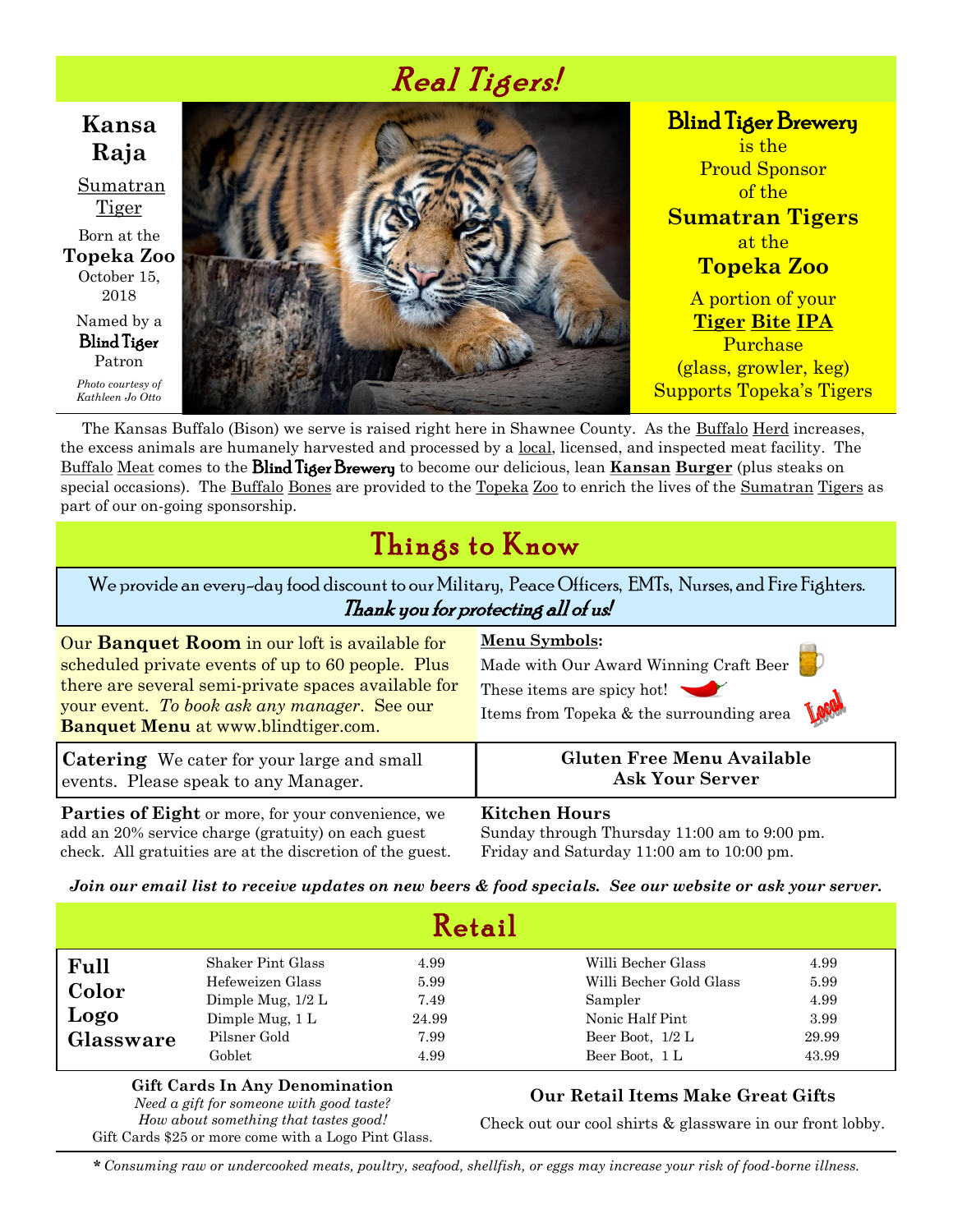# Real Tigers!

**Kansa Raja**

Sumatran Tiger

Born at the **Topeka Zoo** October 15, 2018

Named by a **Blind Tiger** Patron

*Photo courtesy of Kathleen Jo Otto*

**Blind Tiger Brewery** is the Proud Sponsor of the **Sumatran Tigers** at the **Topeka Zoo**

A portion of your **Tiger Bite IPA** Purchase (glass, growler, keg) Supports Topeka's Tigers

The Kansas Buffalo (Bison) we serve is raised right here in Shawnee County. As the Buffalo Herd increases, the excess animals are humanely harvested and processed by a local, licensed, and inspected meat facility. The Buffalo Meat comes to the **Blind Tiger Brewery** to become our delicious, lean **Kansan Burger** (plus steaks on special occasions). The Buffalo Bones are provided to the Topeka Zoo to enrich the lives of the Sumatran Tigers as part of our on-going sponsorship.

# Things to Know

We provide an every-day food discount to our Military, Peace Officers, EMTs, Nurses, and Fire Fighters.
*Thank you for protecting all of us!*

Our **Banquet Room** in our loft is available for scheduled private events of up to 60 people. Plus there are several semi-private spaces available for your event. *To book ask any manager*. See our **Banquet Menu** at www.blindtiger.com.

**Menu Symbols:**
- Made with Our Award Winning Craft Beer
- These items are spicy hot!
- Items from Topeka & the surrounding area

**Catering** We cater for your large and small events. Please speak to any Manager.

**Gluten Free Menu Available**
**Ask Your Server**

**Parties of Eight** or more, for your convenience, we add an 20% service charge (gratuity) on each guest check. All gratuities are at the discretion of the guest.

**Kitchen Hours**
Sunday through Thursday 11:00 am to 9:00 pm.
Friday and Saturday 11:00 am to 10:00 pm.

***Join our email list to receive updates on new beers & food specials. See our website or ask your server.***

# Retail

**Full Color Logo Glassware**

| | | | |
|---|---|---|---|
| Shaker Pint Glass | 4.99 | Willi Becher Glass | 4.99 |
| Hefeweizen Glass | 5.99 | Willi Becher Gold Glass | 5.99 |
| Dimple Mug, 1/2 L | 7.49 | Sampler | 4.99 |
| Dimple Mug, 1 L | 24.99 | Nonic Half Pint | 3.99 |
| Pilsner Gold | 7.99 | Beer Boot, 1/2 L | 29.99 |
| Goblet | 4.99 | Beer Boot, 1 L | 43.99 |

**Gift Cards In Any Denomination**
*Need a gift for someone with good taste?*
*How about something that tastes good!*
Gift Cards $25 or more come with a Logo Pint Glass.

**Our Retail Items Make Great Gifts**
Check out our cool shirts & glassware in our front lobby.

*\* Consuming raw or undercooked meats, poultry, seafood, shellfish, or eggs may increase your risk of food-borne illness.*